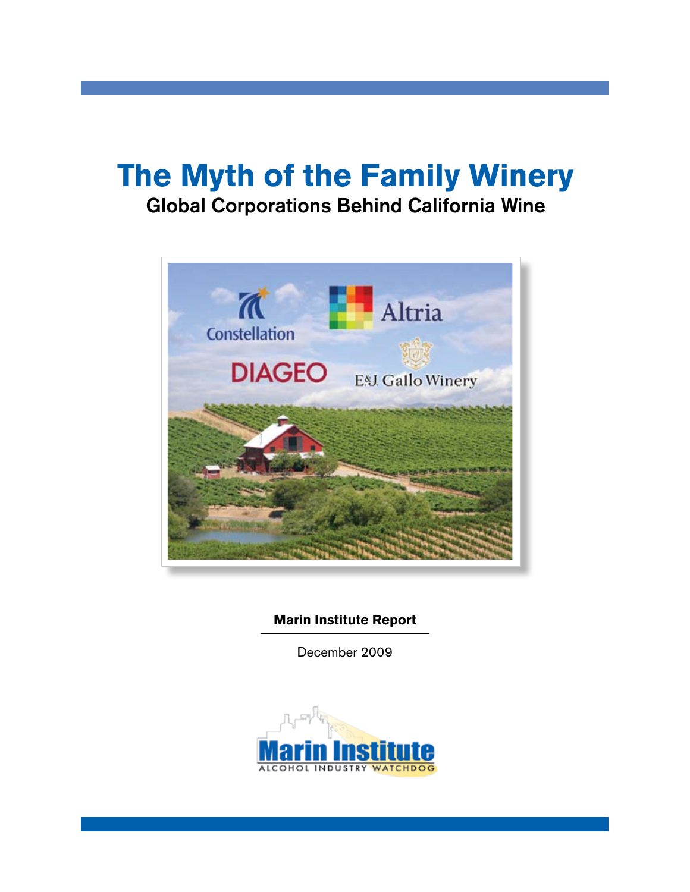# The Myth of the Family Winery

## Global Corporations Behind California Wine

**Marin Institute Report**

December 2009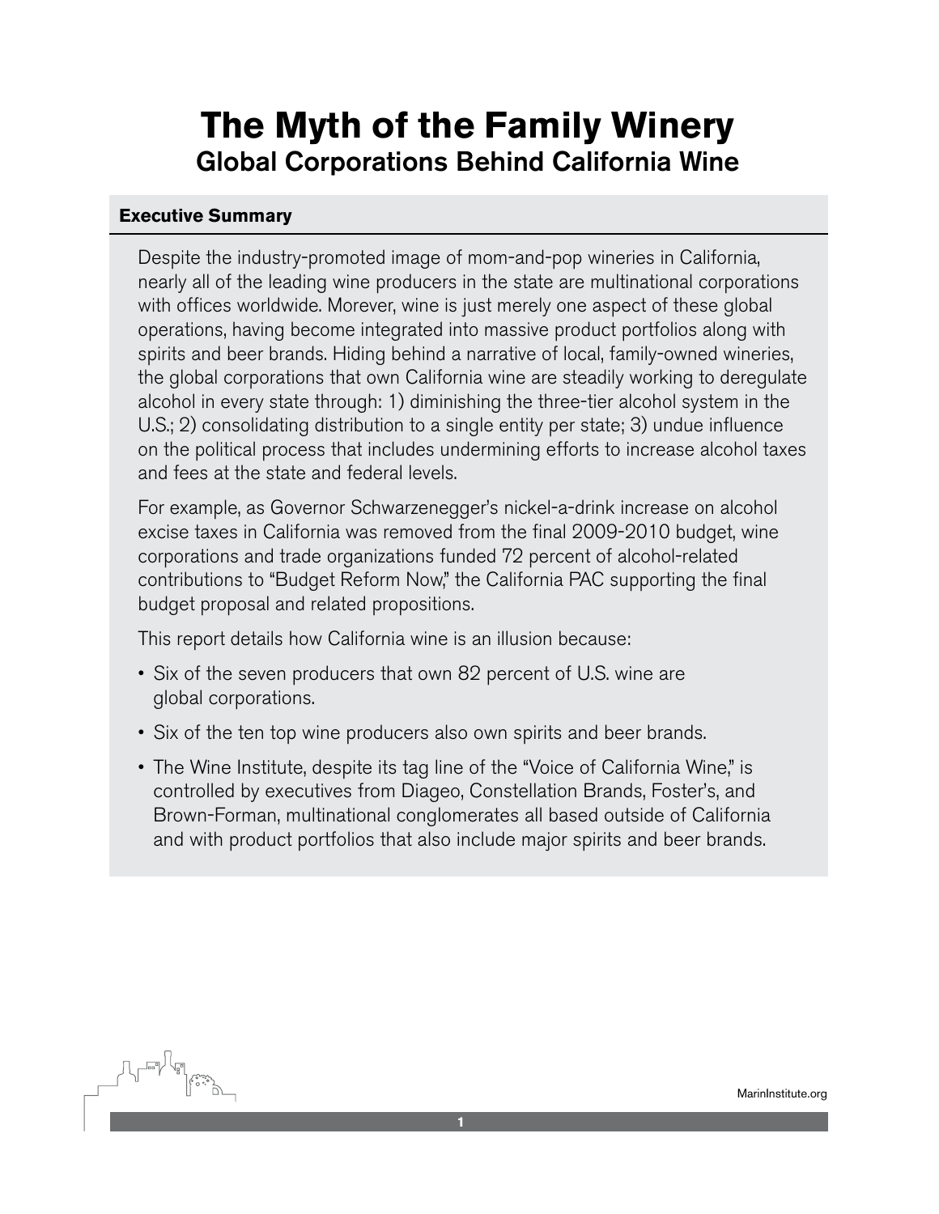# The Myth of the Family Winery

## Global Corporations Behind California Wine

### Executive Summary

Despite the industry-promoted image of mom-and-pop wineries in California, nearly all of the leading wine producers in the state are multinational corporations with offices worldwide. Morever, wine is just merely one aspect of these global operations, having become integrated into massive product portfolios along with spirits and beer brands. Hiding behind a narrative of local, family-owned wineries, the global corporations that own California wine are steadily working to deregulate alcohol in every state through: 1) diminishing the three-tier alcohol system in the U.S.; 2) consolidating distribution to a single entity per state; 3) undue influence on the political process that includes undermining efforts to increase alcohol taxes and fees at the state and federal levels.

For example, as Governor Schwarzenegger's nickel-a-drink increase on alcohol excise taxes in California was removed from the final 2009-2010 budget, wine corporations and trade organizations funded 72 percent of alcohol-related contributions to "Budget Reform Now," the California PAC supporting the final budget proposal and related propositions.

This report details how California wine is an illusion because:

- Six of the seven producers that own 82 percent of U.S. wine are global corporations.
- Six of the ten top wine producers also own spirits and beer brands.
- The Wine Institute, despite its tag line of the "Voice of California Wine," is controlled by executives from Diageo, Constellation Brands, Foster's, and Brown-Forman, multinational conglomerates all based outside of California and with product portfolios that also include major spirits and beer brands.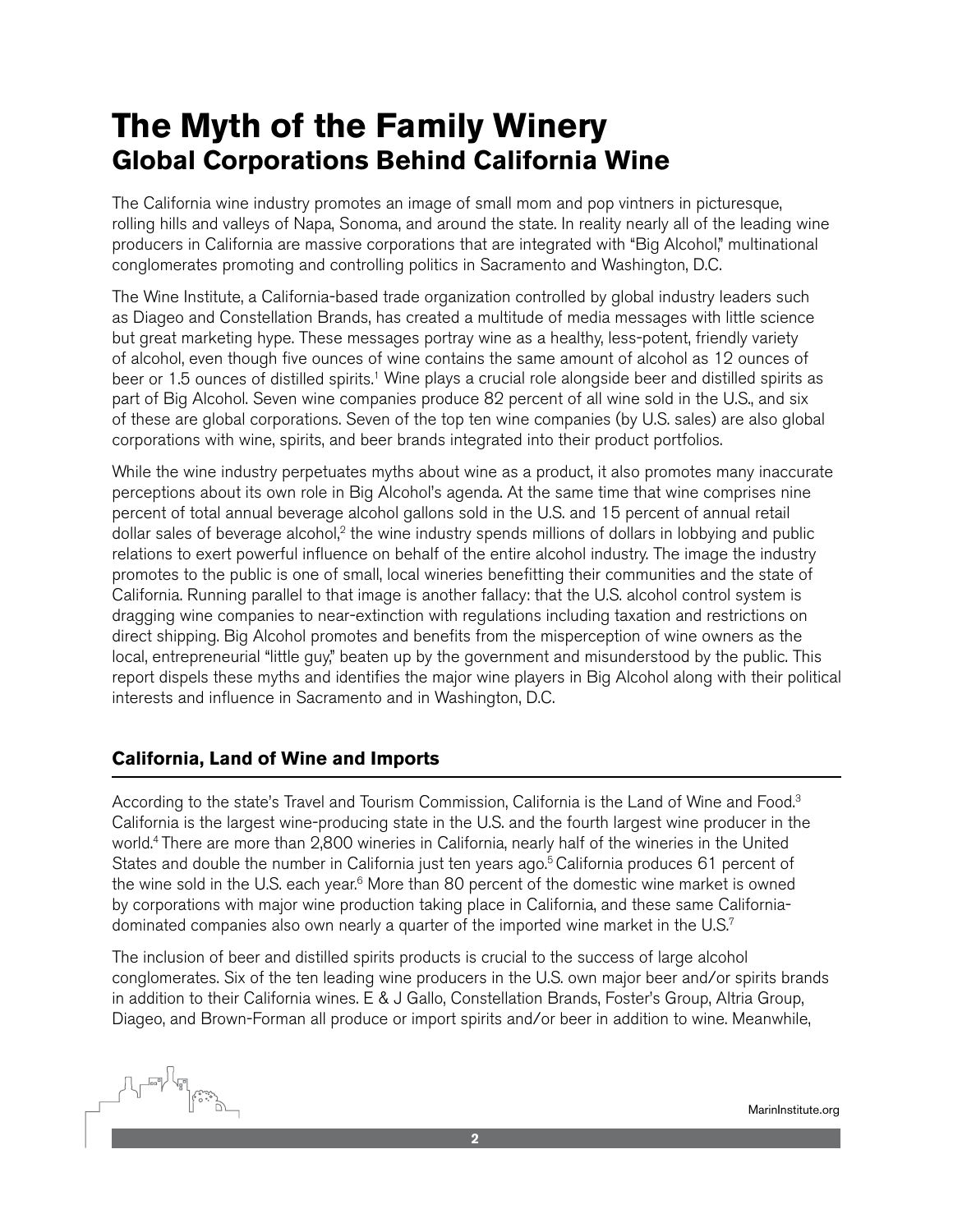# The Myth of the Family Winery
## Global Corporations Behind California Wine

The California wine industry promotes an image of small mom and pop vintners in picturesque, rolling hills and valleys of Napa, Sonoma, and around the state. In reality nearly all of the leading wine producers in California are massive corporations that are integrated with "Big Alcohol," multinational conglomerates promoting and controlling politics in Sacramento and Washington, D.C.

The Wine Institute, a California-based trade organization controlled by global industry leaders such as Diageo and Constellation Brands, has created a multitude of media messages with little science but great marketing hype. These messages portray wine as a healthy, less-potent, friendly variety of alcohol, even though five ounces of wine contains the same amount of alcohol as 12 ounces of beer or 1.5 ounces of distilled spirits.[1] Wine plays a crucial role alongside beer and distilled spirits as part of Big Alcohol. Seven wine companies produce 82 percent of all wine sold in the U.S., and six of these are global corporations. Seven of the top ten wine companies (by U.S. sales) are also global corporations with wine, spirits, and beer brands integrated into their product portfolios.

While the wine industry perpetuates myths about wine as a product, it also promotes many inaccurate perceptions about its own role in Big Alcohol's agenda. At the same time that wine comprises nine percent of total annual beverage alcohol gallons sold in the U.S. and 15 percent of annual retail dollar sales of beverage alcohol,[2] the wine industry spends millions of dollars in lobbying and public relations to exert powerful influence on behalf of the entire alcohol industry. The image the industry promotes to the public is one of small, local wineries benefitting their communities and the state of California. Running parallel to that image is another fallacy: that the U.S. alcohol control system is dragging wine companies to near-extinction with regulations including taxation and restrictions on direct shipping. Big Alcohol promotes and benefits from the misperception of wine owners as the local, entrepreneurial "little guy," beaten up by the government and misunderstood by the public. This report dispels these myths and identifies the major wine players in Big Alcohol along with their political interests and influence in Sacramento and in Washington, D.C.

### California, Land of Wine and Imports

According to the state's Travel and Tourism Commission, California is the Land of Wine and Food.[3] California is the largest wine-producing state in the U.S. and the fourth largest wine producer in the world.[4] There are more than 2,800 wineries in California, nearly half of the wineries in the United States and double the number in California just ten years ago.[5] California produces 61 percent of the wine sold in the U.S. each year.[6] More than 80 percent of the domestic wine market is owned by corporations with major wine production taking place in California, and these same California-dominated companies also own nearly a quarter of the imported wine market in the U.S.[7]

The inclusion of beer and distilled spirits products is crucial to the success of large alcohol conglomerates. Six of the ten leading wine producers in the U.S. own major beer and/or spirits brands in addition to their California wines. E & J Gallo, Constellation Brands, Foster's Group, Altria Group, Diageo, and Brown-Forman all produce or import spirits and/or beer in addition to wine. Meanwhile,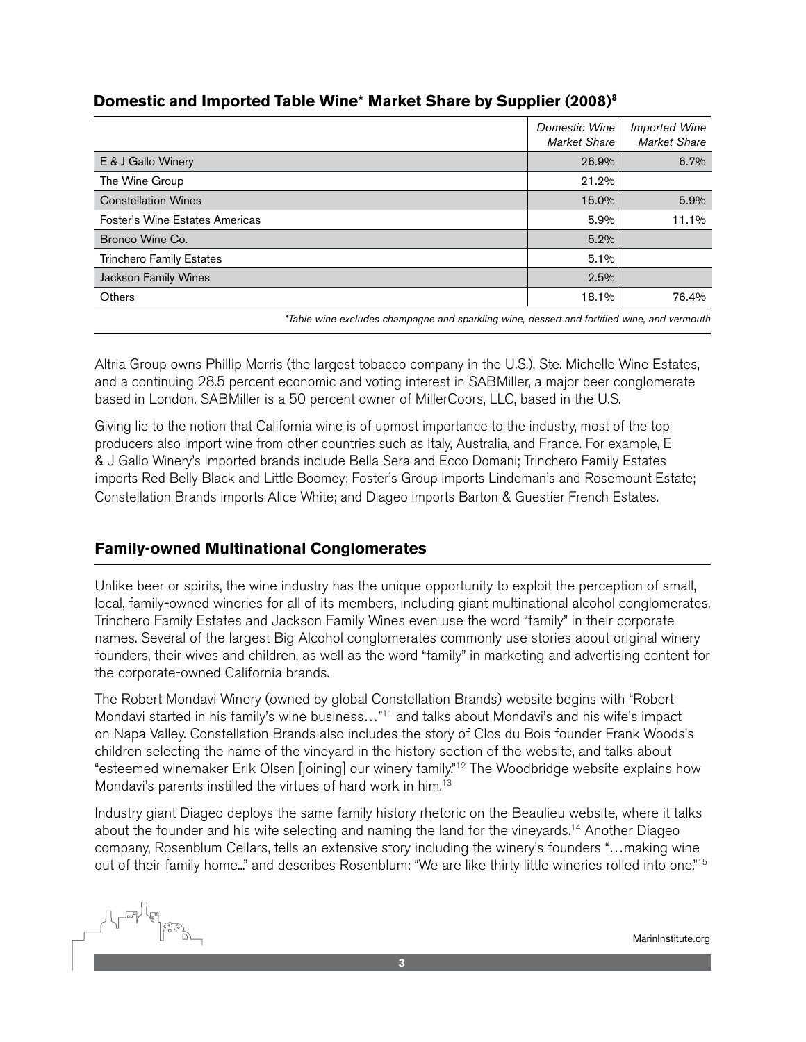### Domestic and Imported Table Wine* Market Share by Supplier (2008)[8]

| | *Domestic Wine Market Share* | *Imported Wine Market Share* |
|---|---|---|
| E & J Gallo Winery | 26.9% | 6.7% |
| The Wine Group | 21.2% | |
| Constellation Wines | 15.0% | 5.9% |
| Foster's Wine Estates Americas | 5.9% | 11.1% |
| Bronco Wine Co. | 5.2% | |
| Trinchero Family Estates | 5.1% | |
| Jackson Family Wines | 2.5% | |
| Others | 18.1% | 76.4% |

*\*Table wine excludes champagne and sparkling wine, dessert and fortified wine, and vermouth*

Altria Group owns Phillip Morris (the largest tobacco company in the U.S.), Ste. Michelle Wine Estates, and a continuing 28.5 percent economic and voting interest in SABMiller, a major beer conglomerate based in London. SABMiller is a 50 percent owner of MillerCoors, LLC, based in the U.S.

Giving lie to the notion that California wine is of upmost importance to the industry, most of the top producers also import wine from other countries such as Italy, Australia, and France. For example, E & J Gallo Winery's imported brands include Bella Sera and Ecco Domani; Trinchero Family Estates imports Red Belly Black and Little Boomey; Foster's Group imports Lindeman's and Rosemount Estate; Constellation Brands imports Alice White; and Diageo imports Barton & Guestier French Estates.

## Family-owned Multinational Conglomerates

Unlike beer or spirits, the wine industry has the unique opportunity to exploit the perception of small, local, family-owned wineries for all of its members, including giant multinational alcohol conglomerates. Trinchero Family Estates and Jackson Family Wines even use the word "family" in their corporate names. Several of the largest Big Alcohol conglomerates commonly use stories about original winery founders, their wives and children, as well as the word "family" in marketing and advertising content for the corporate-owned California brands.

The Robert Mondavi Winery (owned by global Constellation Brands) website begins with "Robert Mondavi started in his family's wine business…"[11] and talks about Mondavi's and his wife's impact on Napa Valley. Constellation Brands also includes the story of Clos du Bois founder Frank Woods's children selecting the name of the vineyard in the history section of the website, and talks about "esteemed winemaker Erik Olsen [joining] our winery family."[12] The Woodbridge website explains how Mondavi's parents instilled the virtues of hard work in him.[13]

Industry giant Diageo deploys the same family history rhetoric on the Beaulieu website, where it talks about the founder and his wife selecting and naming the land for the vineyards.[14] Another Diageo company, Rosenblum Cellars, tells an extensive story including the winery's founders "…making wine out of their family home..." and describes Rosenblum: "We are like thirty little wineries rolled into one."[15]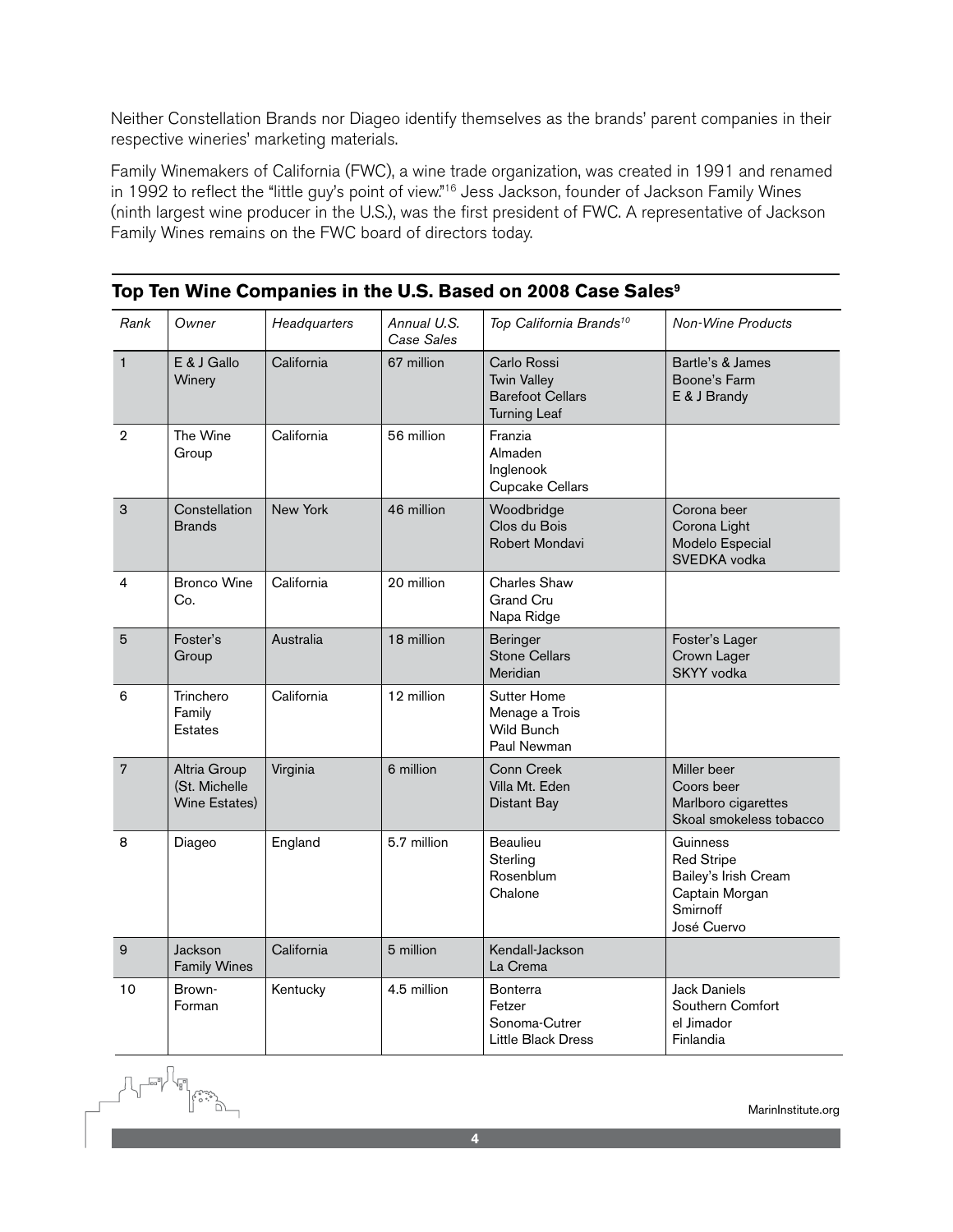Neither Constellation Brands nor Diageo identify themselves as the brands' parent companies in their respective wineries' marketing materials.

Family Winemakers of California (FWC), a wine trade organization, was created in 1991 and renamed in 1992 to reflect the "little guy's point of view."[16] Jess Jackson, founder of Jackson Family Wines (ninth largest wine producer in the U.S.), was the first president of FWC. A representative of Jackson Family Wines remains on the FWC board of directors today.

## Top Ten Wine Companies in the U.S. Based on 2008 Case Sales[9]

| *Rank* | *Owner* | *Headquarters* | *Annual U.S. Case Sales* | *Top California Brands*[10] | *Non-Wine Products* |
|---|---|---|---|---|---|
| 1 | E & J Gallo Winery | California | 67 million | Carlo Rossi<br>Twin Valley<br>Barefoot Cellars<br>Turning Leaf | Bartle's & James<br>Boone's Farm<br>E & J Brandy |
| 2 | The Wine Group | California | 56 million | Franzia<br>Almaden<br>Inglenook<br>Cupcake Cellars | |
| 3 | Constellation Brands | New York | 46 million | Woodbridge<br>Clos du Bois<br>Robert Mondavi | Corona beer<br>Corona Light<br>Modelo Especial<br>SVEDKA vodka |
| 4 | Bronco Wine Co. | California | 20 million | Charles Shaw<br>Grand Cru<br>Napa Ridge | |
| 5 | Foster's Group | Australia | 18 million | Beringer<br>Stone Cellars<br>Meridian | Foster's Lager<br>Crown Lager<br>SKYY vodka |
| 6 | Trinchero Family Estates | California | 12 million | Sutter Home<br>Menage a Trois<br>Wild Bunch<br>Paul Newman | |
| 7 | Altria Group (St. Michelle Wine Estates) | Virginia | 6 million | Conn Creek<br>Villa Mt. Eden<br>Distant Bay | Miller beer<br>Coors beer<br>Marlboro cigarettes<br>Skoal smokeless tobacco |
| 8 | Diageo | England | 5.7 million | Beaulieu<br>Sterling<br>Rosenblum<br>Chalone | Guinness<br>Red Stripe<br>Bailey's Irish Cream<br>Captain Morgan<br>Smirnoff<br>José Cuervo |
| 9 | Jackson Family Wines | California | 5 million | Kendall-Jackson<br>La Crema | |
| 10 | Brown-Forman | Kentucky | 4.5 million | Bonterra<br>Fetzer<br>Sonoma-Cutrer<br>Little Black Dress | Jack Daniels<br>Southern Comfort<br>el Jimador<br>Finlandia |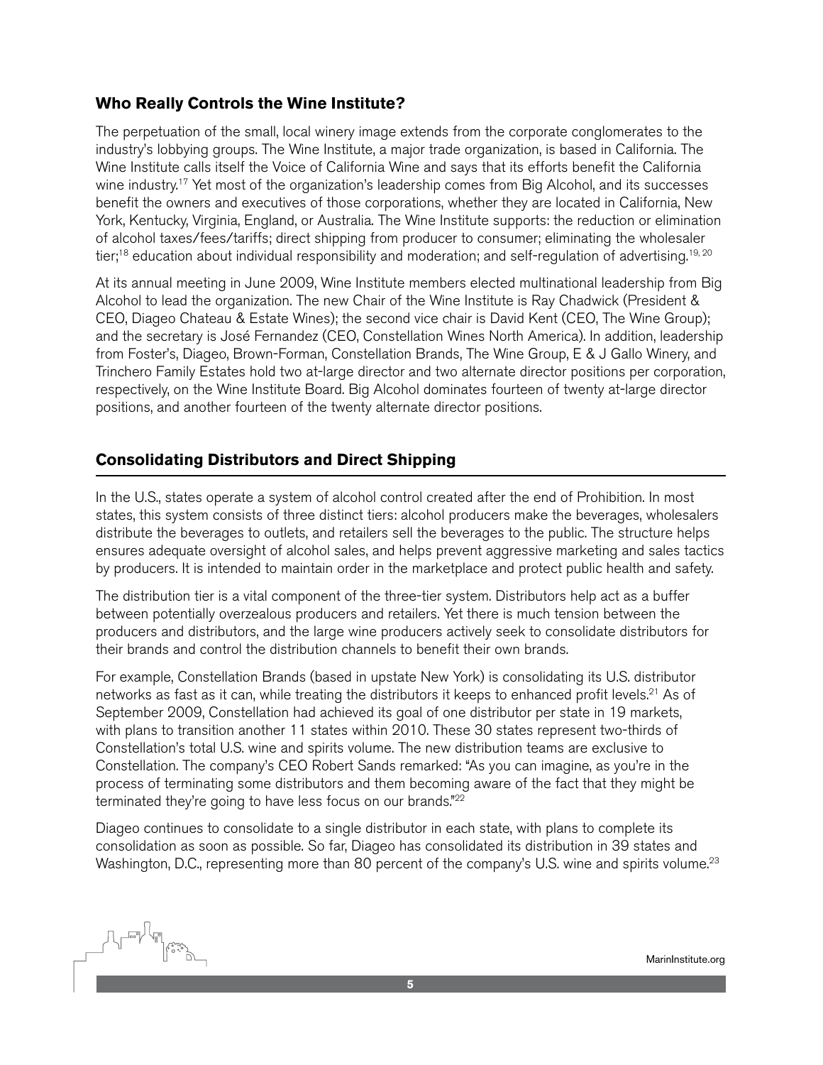## Who Really Controls the Wine Institute?

The perpetuation of the small, local winery image extends from the corporate conglomerates to the industry's lobbying groups. The Wine Institute, a major trade organization, is based in California. The Wine Institute calls itself the Voice of California Wine and says that its efforts benefit the California wine industry.[17] Yet most of the organization's leadership comes from Big Alcohol, and its successes benefit the owners and executives of those corporations, whether they are located in California, New York, Kentucky, Virginia, England, or Australia. The Wine Institute supports: the reduction or elimination of alcohol taxes/fees/tariffs; direct shipping from producer to consumer; eliminating the wholesaler tier;[18] education about individual responsibility and moderation; and self-regulation of advertising.[19, 20]

At its annual meeting in June 2009, Wine Institute members elected multinational leadership from Big Alcohol to lead the organization. The new Chair of the Wine Institute is Ray Chadwick (President & CEO, Diageo Chateau & Estate Wines); the second vice chair is David Kent (CEO, The Wine Group); and the secretary is José Fernandez (CEO, Constellation Wines North America). In addition, leadership from Foster's, Diageo, Brown-Forman, Constellation Brands, The Wine Group, E & J Gallo Winery, and Trinchero Family Estates hold two at-large director and two alternate director positions per corporation, respectively, on the Wine Institute Board. Big Alcohol dominates fourteen of twenty at-large director positions, and another fourteen of the twenty alternate director positions.

## Consolidating Distributors and Direct Shipping

In the U.S., states operate a system of alcohol control created after the end of Prohibition. In most states, this system consists of three distinct tiers: alcohol producers make the beverages, wholesalers distribute the beverages to outlets, and retailers sell the beverages to the public. The structure helps ensures adequate oversight of alcohol sales, and helps prevent aggressive marketing and sales tactics by producers. It is intended to maintain order in the marketplace and protect public health and safety.

The distribution tier is a vital component of the three-tier system. Distributors help act as a buffer between potentially overzealous producers and retailers. Yet there is much tension between the producers and distributors, and the large wine producers actively seek to consolidate distributors for their brands and control the distribution channels to benefit their own brands.

For example, Constellation Brands (based in upstate New York) is consolidating its U.S. distributor networks as fast as it can, while treating the distributors it keeps to enhanced profit levels.[21] As of September 2009, Constellation had achieved its goal of one distributor per state in 19 markets, with plans to transition another 11 states within 2010. These 30 states represent two-thirds of Constellation's total U.S. wine and spirits volume. The new distribution teams are exclusive to Constellation. The company's CEO Robert Sands remarked: "As you can imagine, as you're in the process of terminating some distributors and them becoming aware of the fact that they might be terminated they're going to have less focus on our brands."[22]

Diageo continues to consolidate to a single distributor in each state, with plans to complete its consolidation as soon as possible. So far, Diageo has consolidated its distribution in 39 states and Washington, D.C., representing more than 80 percent of the company's U.S. wine and spirits volume.[23]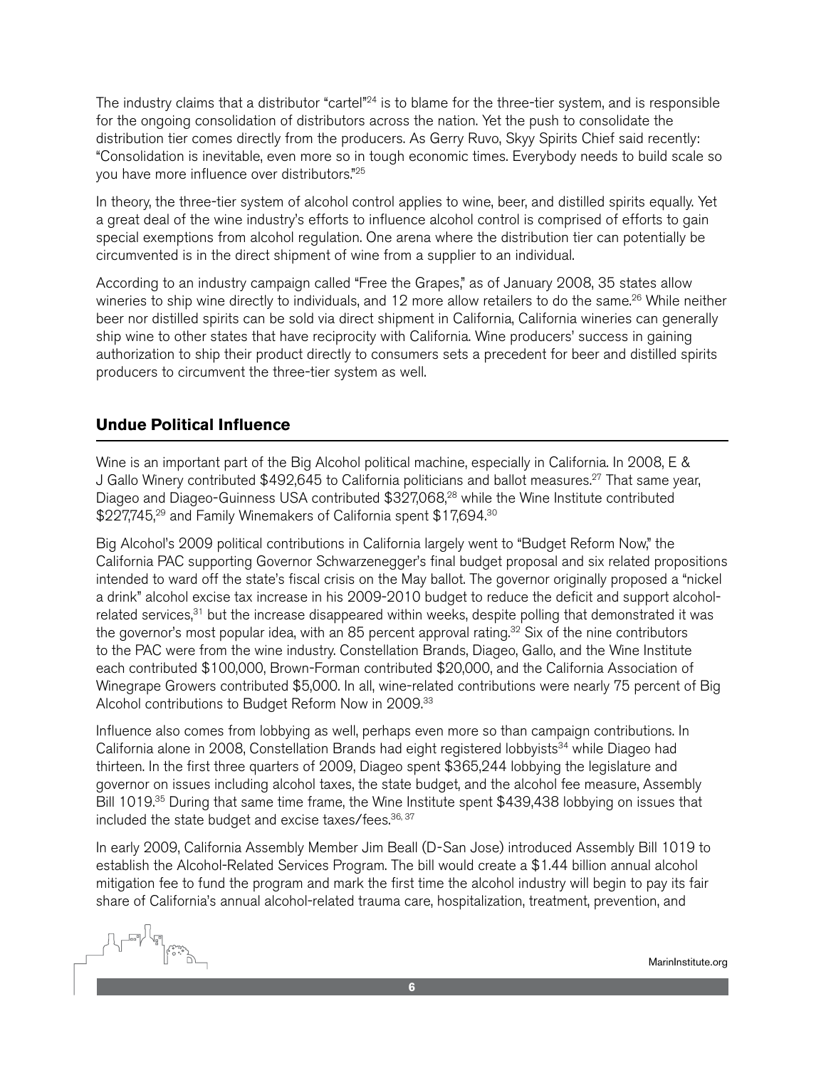The industry claims that a distributor "cartel"[24] is to blame for the three-tier system, and is responsible for the ongoing consolidation of distributors across the nation. Yet the push to consolidate the distribution tier comes directly from the producers. As Gerry Ruvo, Skyy Spirits Chief said recently: "Consolidation is inevitable, even more so in tough economic times. Everybody needs to build scale so you have more influence over distributors."[25]

In theory, the three-tier system of alcohol control applies to wine, beer, and distilled spirits equally. Yet a great deal of the wine industry's efforts to influence alcohol control is comprised of efforts to gain special exemptions from alcohol regulation. One arena where the distribution tier can potentially be circumvented is in the direct shipment of wine from a supplier to an individual.

According to an industry campaign called "Free the Grapes," as of January 2008, 35 states allow wineries to ship wine directly to individuals, and 12 more allow retailers to do the same.[26] While neither beer nor distilled spirits can be sold via direct shipment in California, California wineries can generally ship wine to other states that have reciprocity with California. Wine producers' success in gaining authorization to ship their product directly to consumers sets a precedent for beer and distilled spirits producers to circumvent the three-tier system as well.

## Undue Political Influence

Wine is an important part of the Big Alcohol political machine, especially in California. In 2008, E & J Gallo Winery contributed $492,645 to California politicians and ballot measures.[27] That same year, Diageo and Diageo-Guinness USA contributed $327,068,[28] while the Wine Institute contributed $227,745,[29] and Family Winemakers of California spent $17,694.[30]

Big Alcohol's 2009 political contributions in California largely went to "Budget Reform Now," the California PAC supporting Governor Schwarzenegger's final budget proposal and six related propositions intended to ward off the state's fiscal crisis on the May ballot. The governor originally proposed a "nickel a drink" alcohol excise tax increase in his 2009-2010 budget to reduce the deficit and support alcohol-related services,[31] but the increase disappeared within weeks, despite polling that demonstrated it was the governor's most popular idea, with an 85 percent approval rating.[32] Six of the nine contributors to the PAC were from the wine industry. Constellation Brands, Diageo, Gallo, and the Wine Institute each contributed $100,000, Brown-Forman contributed $20,000, and the California Association of Winegrape Growers contributed $5,000. In all, wine-related contributions were nearly 75 percent of Big Alcohol contributions to Budget Reform Now in 2009.[33]

Influence also comes from lobbying as well, perhaps even more so than campaign contributions. In California alone in 2008, Constellation Brands had eight registered lobbyists[34] while Diageo had thirteen. In the first three quarters of 2009, Diageo spent $365,244 lobbying the legislature and governor on issues including alcohol taxes, the state budget, and the alcohol fee measure, Assembly Bill 1019.[35] During that same time frame, the Wine Institute spent $439,438 lobbying on issues that included the state budget and excise taxes/fees.[36, 37]

In early 2009, California Assembly Member Jim Beall (D-San Jose) introduced Assembly Bill 1019 to establish the Alcohol-Related Services Program. The bill would create a $1.44 billion annual alcohol mitigation fee to fund the program and mark the first time the alcohol industry will begin to pay its fair share of California's annual alcohol-related trauma care, hospitalization, treatment, prevention, and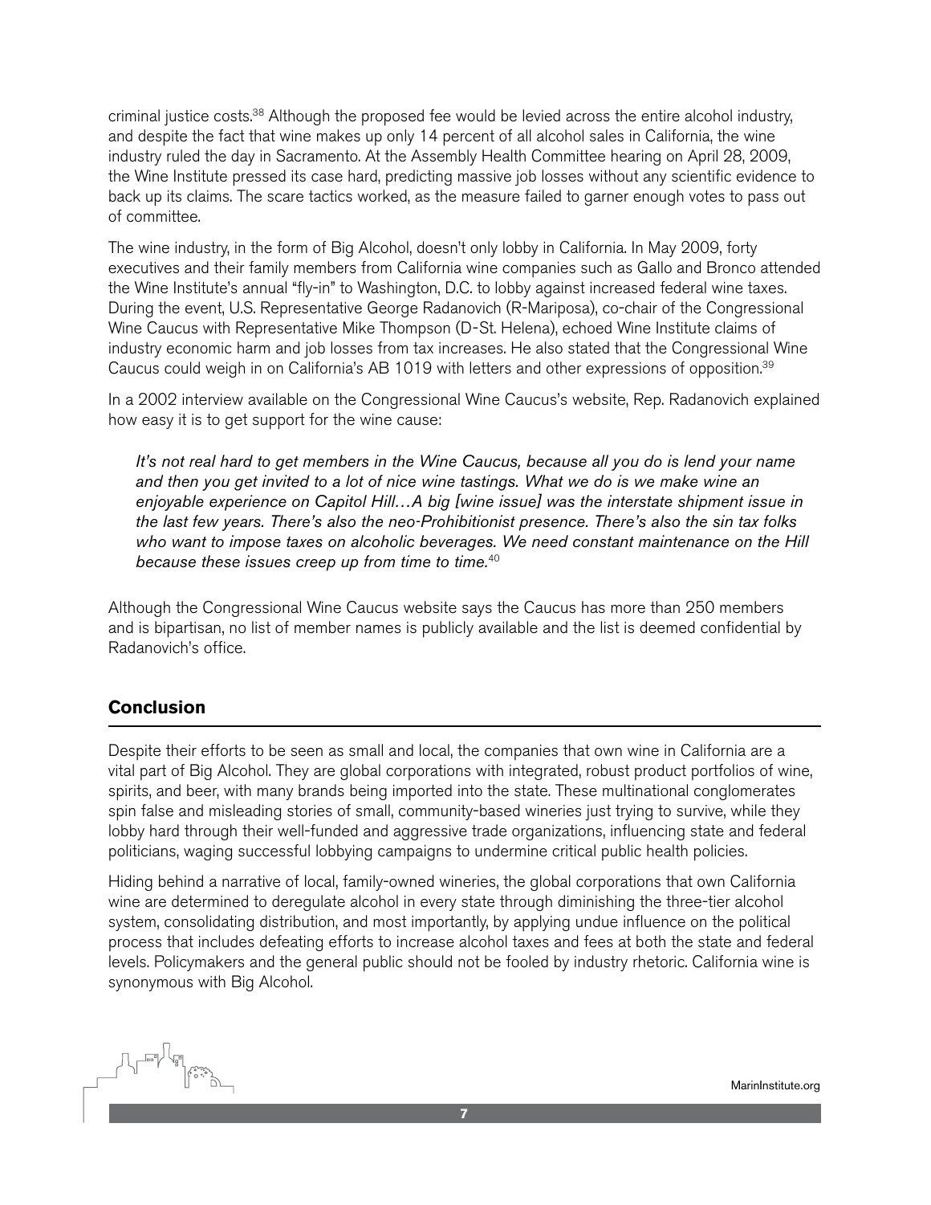criminal justice costs.[38] Although the proposed fee would be levied across the entire alcohol industry, and despite the fact that wine makes up only 14 percent of all alcohol sales in California, the wine industry ruled the day in Sacramento. At the Assembly Health Committee hearing on April 28, 2009, the Wine Institute pressed its case hard, predicting massive job losses without any scientific evidence to back up its claims. The scare tactics worked, as the measure failed to garner enough votes to pass out of committee.

The wine industry, in the form of Big Alcohol, doesn't only lobby in California. In May 2009, forty executives and their family members from California wine companies such as Gallo and Bronco attended the Wine Institute's annual "fly-in" to Washington, D.C. to lobby against increased federal wine taxes. During the event, U.S. Representative George Radanovich (R-Mariposa), co-chair of the Congressional Wine Caucus with Representative Mike Thompson (D-St. Helena), echoed Wine Institute claims of industry economic harm and job losses from tax increases. He also stated that the Congressional Wine Caucus could weigh in on California's AB 1019 with letters and other expressions of opposition.[39]

In a 2002 interview available on the Congressional Wine Caucus's website, Rep. Radanovich explained how easy it is to get support for the wine cause:

> *It's not real hard to get members in the Wine Caucus, because all you do is lend your name and then you get invited to a lot of nice wine tastings. What we do is we make wine an enjoyable experience on Capitol Hill…A big [wine issue] was the interstate shipment issue in the last few years. There's also the neo-Prohibitionist presence. There's also the sin tax folks who want to impose taxes on alcoholic beverages. We need constant maintenance on the Hill because these issues creep up from time to time.*[40]

Although the Congressional Wine Caucus website says the Caucus has more than 250 members and is bipartisan, no list of member names is publicly available and the list is deemed confidential by Radanovich's office.

## Conclusion

Despite their efforts to be seen as small and local, the companies that own wine in California are a vital part of Big Alcohol. They are global corporations with integrated, robust product portfolios of wine, spirits, and beer, with many brands being imported into the state. These multinational conglomerates spin false and misleading stories of small, community-based wineries just trying to survive, while they lobby hard through their well-funded and aggressive trade organizations, influencing state and federal politicians, waging successful lobbying campaigns to undermine critical public health policies.

Hiding behind a narrative of local, family-owned wineries, the global corporations that own California wine are determined to deregulate alcohol in every state through diminishing the three-tier alcohol system, consolidating distribution, and most importantly, by applying undue influence on the political process that includes defeating efforts to increase alcohol taxes and fees at both the state and federal levels. Policymakers and the general public should not be fooled by industry rhetoric. California wine is synonymous with Big Alcohol.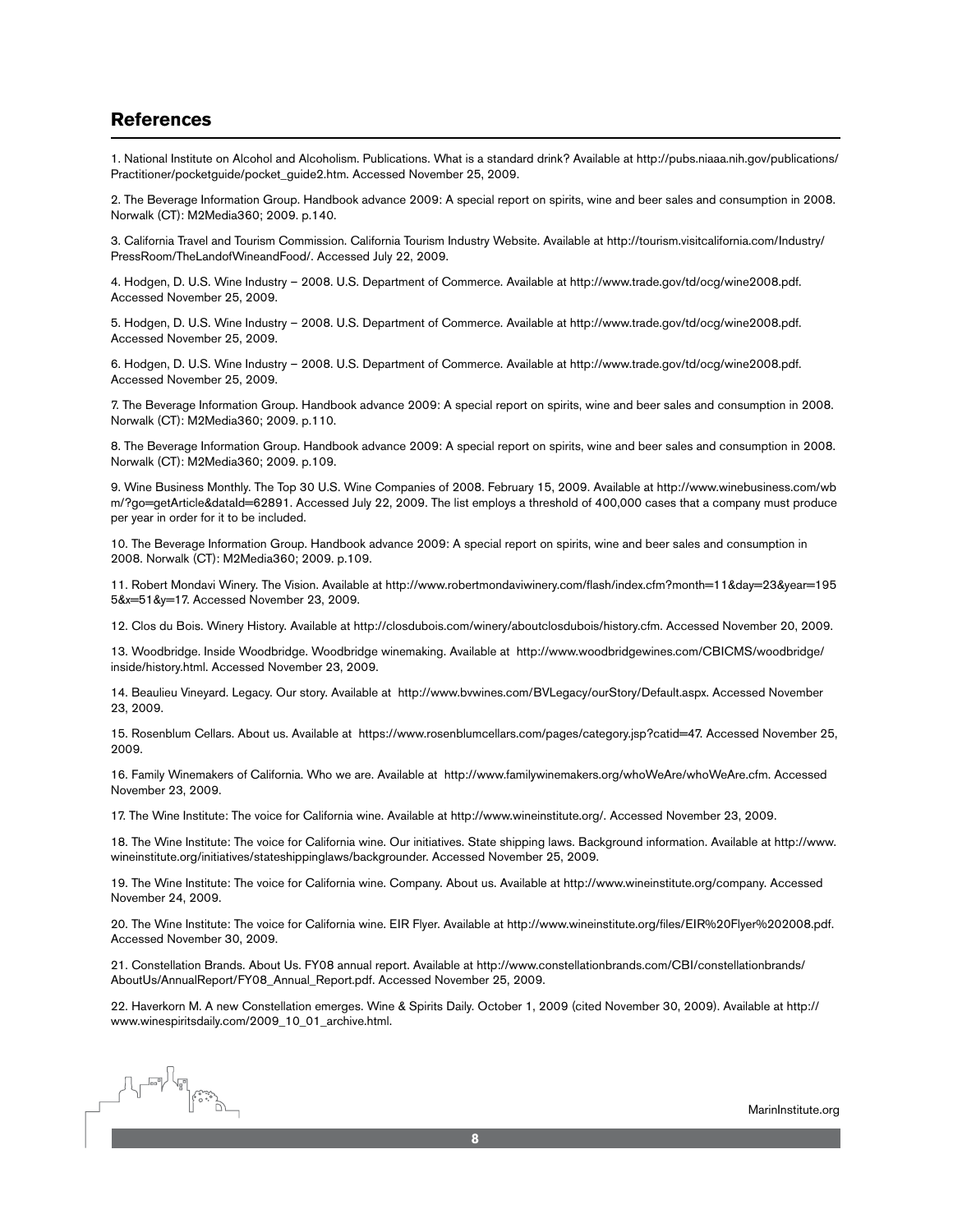## References

1. National Institute on Alcohol and Alcoholism. Publications. What is a standard drink? Available at http://pubs.niaaa.nih.gov/publications/Practitioner/pocketguide/pocket_guide2.htm. Accessed November 25, 2009.

2. The Beverage Information Group. Handbook advance 2009: A special report on spirits, wine and beer sales and consumption in 2008. Norwalk (CT): M2Media360; 2009. p.140.

3. California Travel and Tourism Commission. California Tourism Industry Website. Available at http://tourism.visitcalifornia.com/Industry/PressRoom/TheLandofWineandFood/. Accessed July 22, 2009.

4. Hodgen, D. U.S. Wine Industry – 2008. U.S. Department of Commerce. Available at http://www.trade.gov/td/ocg/wine2008.pdf. Accessed November 25, 2009.

5. Hodgen, D. U.S. Wine Industry – 2008. U.S. Department of Commerce. Available at http://www.trade.gov/td/ocg/wine2008.pdf. Accessed November 25, 2009.

6. Hodgen, D. U.S. Wine Industry – 2008. U.S. Department of Commerce. Available at http://www.trade.gov/td/ocg/wine2008.pdf. Accessed November 25, 2009.

7. The Beverage Information Group. Handbook advance 2009: A special report on spirits, wine and beer sales and consumption in 2008. Norwalk (CT): M2Media360; 2009. p.110.

8. The Beverage Information Group. Handbook advance 2009: A special report on spirits, wine and beer sales and consumption in 2008. Norwalk (CT): M2Media360; 2009. p.109.

9. Wine Business Monthly. The Top 30 U.S. Wine Companies of 2008. February 15, 2009. Available at http://www.winebusiness.com/wbm/?go=getArticle&dataId=62891. Accessed July 22, 2009. The list employs a threshold of 400,000 cases that a company must produce per year in order for it to be included.

10. The Beverage Information Group. Handbook advance 2009: A special report on spirits, wine and beer sales and consumption in 2008. Norwalk (CT): M2Media360; 2009. p.109.

11. Robert Mondavi Winery. The Vision. Available at http://www.robertmondaviwinery.com/flash/index.cfm?month=11&day=23&year=1955&x=51&y=17. Accessed November 23, 2009.

12. Clos du Bois. Winery History. Available at http://closdubois.com/winery/aboutclosdubois/history.cfm. Accessed November 20, 2009.

13. Woodbridge. Inside Woodbridge. Woodbridge winemaking. Available at http://www.woodbridgewines.com/CBICMS/woodbridge/inside/history.html. Accessed November 23, 2009.

14. Beaulieu Vineyard. Legacy. Our story. Available at http://www.bvwines.com/BVLegacy/ourStory/Default.aspx. Accessed November 23, 2009.

15. Rosenblum Cellars. About us. Available at https://www.rosenblumcellars.com/pages/category.jsp?catid=47. Accessed November 25, 2009.

16. Family Winemakers of California. Who we are. Available at http://www.familywinemakers.org/whoWeAre/whoWeAre.cfm. Accessed November 23, 2009.

17. The Wine Institute: The voice for California wine. Available at http://www.wineinstitute.org/. Accessed November 23, 2009.

18. The Wine Institute: The voice for California wine. Our initiatives. State shipping laws. Background information. Available at http://www.wineinstitute.org/initiatives/stateshippinglaws/backgrounder. Accessed November 25, 2009.

19. The Wine Institute: The voice for California wine. Company. About us. Available at http://www.wineinstitute.org/company. Accessed November 24, 2009.

20. The Wine Institute: The voice for California wine. EIR Flyer. Available at http://www.wineinstitute.org/files/EIR%20Flyer%202008.pdf. Accessed November 30, 2009.

21. Constellation Brands. About Us. FY08 annual report. Available at http://www.constellationbrands.com/CBI/constellationbrands/AboutUs/AnnualReport/FY08_Annual_Report.pdf. Accessed November 25, 2009.

22. Haverkorn M. A new Constellation emerges. Wine & Spirits Daily. October 1, 2009 (cited November 30, 2009). Available at http://www.winespiritsdaily.com/2009_10_01_archive.html.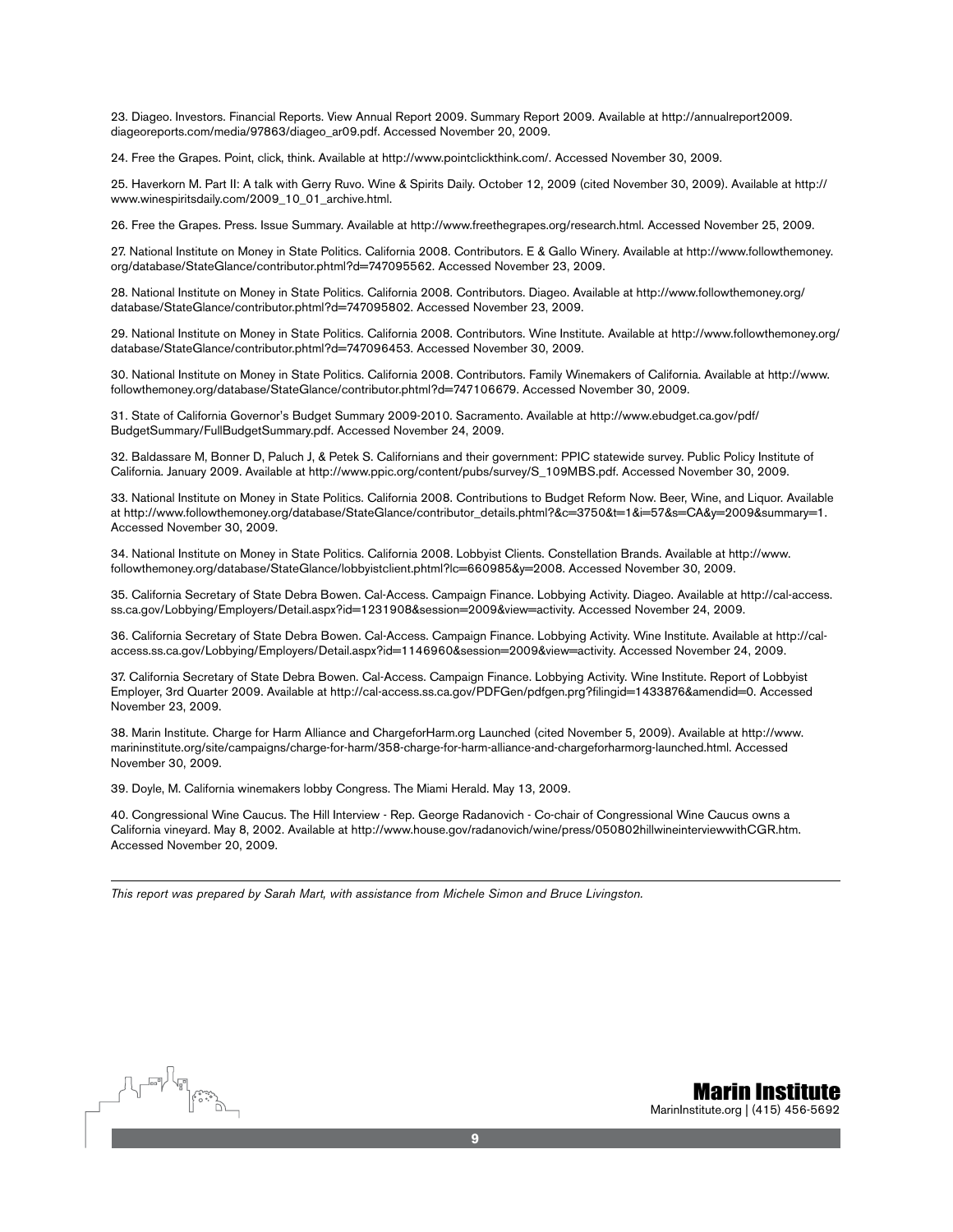23. Diageo. Investors. Financial Reports. View Annual Report 2009. Summary Report 2009. Available at http://annualreport2009.diageoreports.com/media/97863/diageo_ar09.pdf. Accessed November 20, 2009.

24. Free the Grapes. Point, click, think. Available at http://www.pointclickthink.com/. Accessed November 30, 2009.

25. Haverkorn M. Part II: A talk with Gerry Ruvo. Wine & Spirits Daily. October 12, 2009 (cited November 30, 2009). Available at http://www.winespiritsdaily.com/2009_10_01_archive.html.

26. Free the Grapes. Press. Issue Summary. Available at http://www.freethegrapes.org/research.html. Accessed November 25, 2009.

27. National Institute on Money in State Politics. California 2008. Contributors. E & Gallo Winery. Available at http://www.followthemoney.org/database/StateGlance/contributor.phtml?d=747095562. Accessed November 23, 2009.

28. National Institute on Money in State Politics. California 2008. Contributors. Diageo. Available at http://www.followthemoney.org/database/StateGlance/contributor.phtml?d=747095802. Accessed November 23, 2009.

29. National Institute on Money in State Politics. California 2008. Contributors. Wine Institute. Available at http://www.followthemoney.org/database/StateGlance/contributor.phtml?d=747096453. Accessed November 30, 2009.

30. National Institute on Money in State Politics. California 2008. Contributors. Family Winemakers of California. Available at http://www.followthemoney.org/database/StateGlance/contributor.phtml?d=747106679. Accessed November 30, 2009.

31. State of California Governor's Budget Summary 2009-2010. Sacramento. Available at http://www.ebudget.ca.gov/pdf/BudgetSummary/FullBudgetSummary.pdf. Accessed November 24, 2009.

32. Baldassare M, Bonner D, Paluch J, & Petek S. Californians and their government: PPIC statewide survey. Public Policy Institute of California. January 2009. Available at http://www.ppic.org/content/pubs/survey/S_109MBS.pdf. Accessed November 30, 2009.

33. National Institute on Money in State Politics. California 2008. Contributions to Budget Reform Now. Beer, Wine, and Liquor. Available at http://www.followthemoney.org/database/StateGlance/contributor_details.phtml?&c=3750&t=1&i=57&s=CA&y=2009&summary=1. Accessed November 30, 2009.

34. National Institute on Money in State Politics. California 2008. Lobbyist Clients. Constellation Brands. Available at http://www.followthemoney.org/database/StateGlance/lobbyistclient.phtml?lc=660985&y=2008. Accessed November 30, 2009.

35. California Secretary of State Debra Bowen. Cal-Access. Campaign Finance. Lobbying Activity. Diageo. Available at http://cal-access.ss.ca.gov/Lobbying/Employers/Detail.aspx?id=1231908&session=2009&view=activity. Accessed November 24, 2009.

36. California Secretary of State Debra Bowen. Cal-Access. Campaign Finance. Lobbying Activity. Wine Institute. Available at http://cal-access.ss.ca.gov/Lobbying/Employers/Detail.aspx?id=1146960&session=2009&view=activity. Accessed November 24, 2009.

37. California Secretary of State Debra Bowen. Cal-Access. Campaign Finance. Lobbying Activity. Wine Institute. Report of Lobbyist Employer, 3rd Quarter 2009. Available at http://cal-access.ss.ca.gov/PDFGen/pdfgen.prg?filingid=1433876&amendid=0. Accessed November 23, 2009.

38. Marin Institute. Charge for Harm Alliance and ChargeforHarm.org Launched (cited November 5, 2009). Available at http://www.marininstitute.org/site/campaigns/charge-for-harm/358-charge-for-harm-alliance-and-chargeforharmorg-launched.html. Accessed November 30, 2009.

39. Doyle, M. California winemakers lobby Congress. The Miami Herald. May 13, 2009.

40. Congressional Wine Caucus. The Hill Interview - Rep. George Radanovich - Co-chair of Congressional Wine Caucus owns a California vineyard. May 8, 2002. Available at http://www.house.gov/radanovich/wine/press/050802hillwineinterviewwithCGR.htm. Accessed November 20, 2009.

---

*This report was prepared by Sarah Mart, with assistance from Michele Simon and Bruce Livingston.*

**Marin Institute**
MarinInstitute.org | (415) 456-5692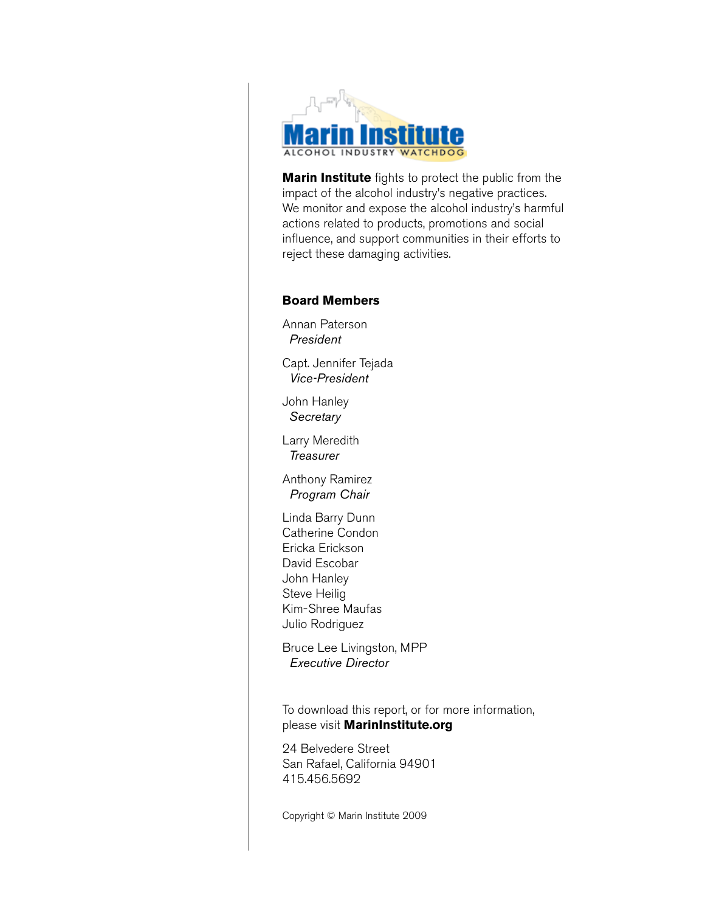Marin Institute
ALCOHOL INDUSTRY WATCHDOG

**Marin Institute** fights to protect the public from the impact of the alcohol industry's negative practices. We monitor and expose the alcohol industry's harmful actions related to products, promotions and social influence, and support communities in their efforts to reject these damaging activities.

**Board Members**

Annan Paterson
*President*

Capt. Jennifer Tejada
*Vice-President*

John Hanley
*Secretary*

Larry Meredith
*Treasurer*

Anthony Ramirez
*Program Chair*

Linda Barry Dunn
Catherine Condon
Ericka Erickson
David Escobar
John Hanley
Steve Heilig
Kim-Shree Maufas
Julio Rodriguez

Bruce Lee Livingston, MPP
*Executive Director*

To download this report, or for more information, please visit **MarinInstitute.org**

24 Belvedere Street
San Rafael, California 94901
415.456.5692

Copyright © Marin Institute 2009